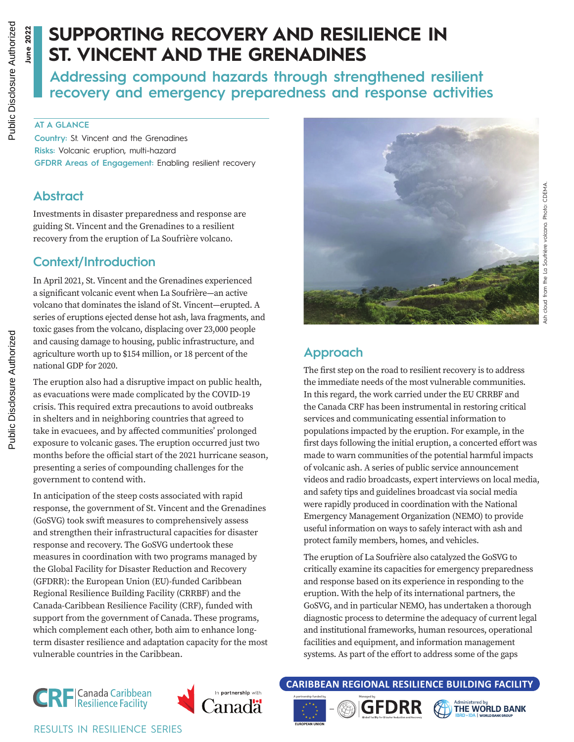# SUPPORTING RECOVERY AND RESILIENCE IN ST. VINCENT AND THE GRENADINES

## Addressing compound hazards through strengthened resilient recovery and emergency preparedness and response activities

**AT A GLANCE**

**Country:** St. Vincent and the Grenadines
**Risks:** Volcanic eruption, multi-hazard
**GFDRR Areas of Engagement:** Enabling resilient recovery

## Abstract

Investments in disaster preparedness and response are guiding St. Vincent and the Grenadines to a resilient recovery from the eruption of La Soufrière volcano.

## Context/Introduction

In April 2021, St. Vincent and the Grenadines experienced a significant volcanic event when La Soufrière—an active volcano that dominates the island of St. Vincent—erupted. A series of eruptions ejected dense hot ash, lava fragments, and toxic gases from the volcano, displacing over 23,000 people and causing damage to housing, public infrastructure, and agriculture worth up to $154 million, or 18 percent of the national GDP for 2020.

The eruption also had a disruptive impact on public health, as evacuations were made complicated by the COVID-19 crisis. This required extra precautions to avoid outbreaks in shelters and in neighboring countries that agreed to take in evacuees, and by affected communities' prolonged exposure to volcanic gases. The eruption occurred just two months before the official start of the 2021 hurricane season, presenting a series of compounding challenges for the government to contend with.

In anticipation of the steep costs associated with rapid response, the government of St. Vincent and the Grenadines (GoSVG) took swift measures to comprehensively assess and strengthen their infrastructural capacities for disaster response and recovery. The GoSVG undertook these measures in coordination with two programs managed by the Global Facility for Disaster Reduction and Recovery (GFDRR): the European Union (EU)-funded Caribbean Regional Resilience Building Facility (CRRBF) and the Canada-Caribbean Resilience Facility (CRF), funded with support from the government of Canada. These programs, which complement each other, both aim to enhance long-term disaster resilience and adaptation capacity for the most vulnerable countries in the Caribbean.

Ash cloud from the La Soufrière volcano. Photo: CDEMA.

## Approach

The first step on the road to resilient recovery is to address the immediate needs of the most vulnerable communities. In this regard, the work carried under the EU CRRBF and the Canada CRF has been instrumental in restoring critical services and communicating essential information to populations impacted by the eruption. For example, in the first days following the initial eruption, a concerted effort was made to warn communities of the potential harmful impacts of volcanic ash. A series of public service announcement videos and radio broadcasts, expert interviews on local media, and safety tips and guidelines broadcast via social media were rapidly produced in coordination with the National Emergency Management Organization (NEMO) to provide useful information on ways to safely interact with ash and protect family members, homes, and vehicles.

The eruption of La Soufrière also catalyzed the GoSVG to critically examine its capacities for emergency preparedness and response based on its experience in responding to the eruption. With the help of its international partners, the GoSVG, and in particular NEMO, has undertaken a thorough diagnostic process to determine the adequacy of current legal and institutional frameworks, human resources, operational facilities and equipment, and information management systems. As part of the effort to address some of the gaps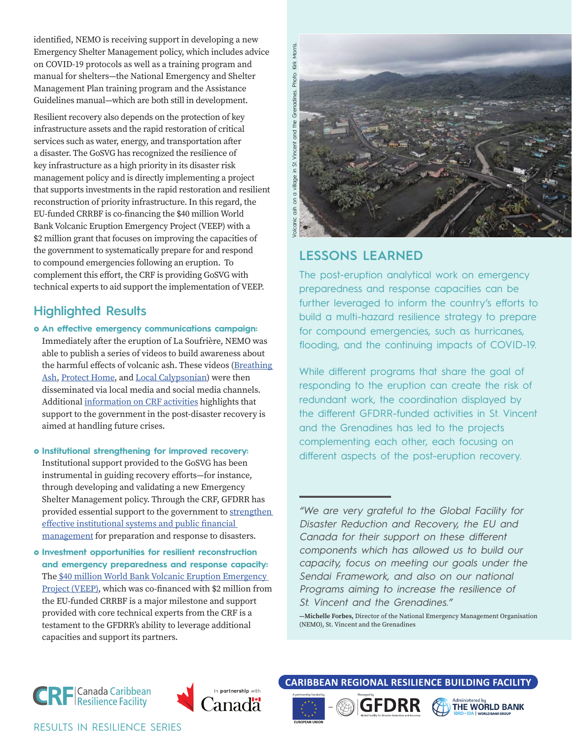identified, NEMO is receiving support in developing a new Emergency Shelter Management policy, which includes advice on COVID-19 protocols as well as a training program and manual for shelters—the National Emergency and Shelter Management Plan training program and the Assistance Guidelines manual—which are both still in development.

Resilient recovery also depends on the protection of key infrastructure assets and the rapid restoration of critical services such as water, energy, and transportation after a disaster. The GoSVG has recognized the resilience of key infrastructure as a high priority in its disaster risk management policy and is directly implementing a project that supports investments in the rapid restoration and resilient reconstruction of priority infrastructure. In this regard, the EU-funded CRRBF is co-financing the $40 million World Bank Volcanic Eruption Emergency Project (VEEP) with a $2 million grant that focuses on improving the capacities of the government to systematically prepare for and respond to compound emergencies following an eruption. To complement this effort, the CRF is providing GoSVG with technical experts to aid support the implementation of VEEP.

## Highlighted Results

- **An effective emergency communications campaign:** Immediately after the eruption of La Soufrière, NEMO was able to publish a series of videos to build awareness about the harmful effects of volcanic ash. These videos (Breathing Ash, Protect Home, and Local Calypsonian) were then disseminated via local media and social media channels. Additional information on CRF activities highlights that support to the government in the post-disaster recovery is aimed at handling future crises.

- **Institutional strengthening for improved recovery:** Institutional support provided to the GoSVG has been instrumental in guiding recovery efforts—for instance, through developing and validating a new Emergency Shelter Management policy. Through the CRF, GFDRR has provided essential support to the government to strengthen effective institutional systems and public financial management for preparation and response to disasters.

- **Investment opportunities for resilient reconstruction and emergency preparedness and response capacity:** The $40 million World Bank Volcanic Eruption Emergency Project (VEEP), which was co-financed with $2 million from the EU-funded CRRBF is a major milestone and support provided with core technical experts from the CRF is a testament to the GFDRR's ability to leverage additional capacities and support its partners.

Volcanic ash on a village in St. Vincent and the Grenadines. Photo: Kirk Morris.

## LESSONS LEARNED

The post-eruption analytical work on emergency preparedness and response capacities can be further leveraged to inform the country's efforts to build a multi-hazard resilience strategy to prepare for compound emergencies, such as hurricanes, flooding, and the continuing impacts of COVID-19.

While different programs that share the goal of responding to the eruption can create the risk of redundant work, the coordination displayed by the different GFDRR-funded activities in St. Vincent and the Grenadines has led to the projects complementing each other, each focusing on different aspects of the post-eruption recovery.

*"We are very grateful to the Global Facility for Disaster Reduction and Recovery, the EU and Canada for their support on these different components which has allowed us to build our capacity, focus on meeting our goals under the Sendai Framework, and also on our national Programs aiming to increase the resilience of St. Vincent and the Grenadines."*

—**Michelle Forbes,** Director of the National Emergency Management Organisation (NEMO), St. Vincent and the Grenadines

CRF Canada Caribbean Resilience Facility

In partnership with Canada

CARIBBEAN REGIONAL RESILIENCE BUILDING FACILITY

A partnership funded by EUROPEAN UNION – Managed by GFDRR Global Facility for Disaster Reduction and Recovery – Administered by THE WORLD BANK IBRD • IDA | WORLD BANK GROUP

RESULTS IN RESILIENCE SERIES